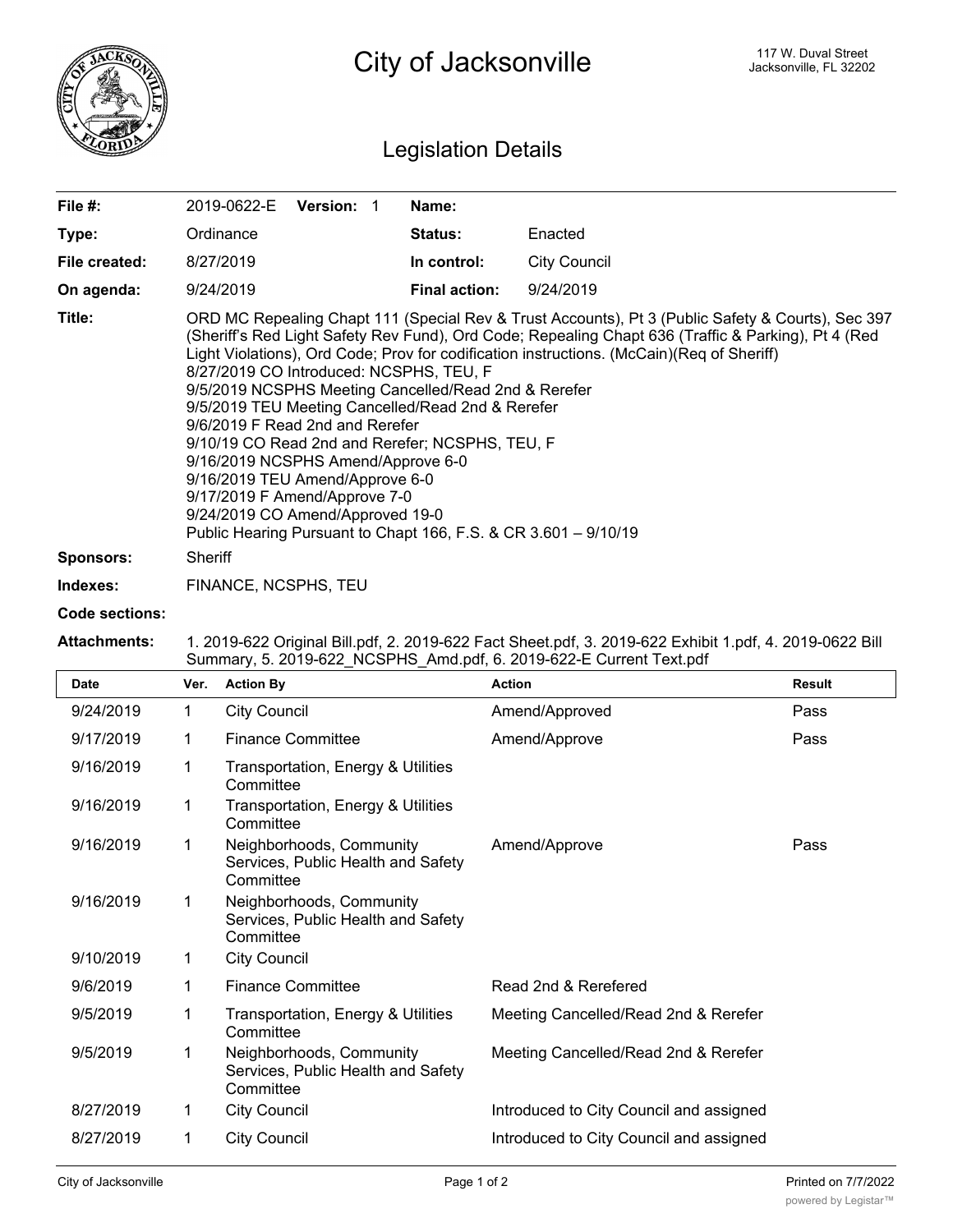# City of Jacksonville

117 W. Duval Street
Jacksonville, FL 32202

## Legislation Details

| | | | |
|---|---|---|---|
| **File #:** | 2019-0622-E **Version:** 1 | **Name:** | |
| **Type:** | Ordinance | **Status:** | Enacted |
| **File created:** | 8/27/2019 | **In control:** | City Council |
| **On agenda:** | 9/24/2019 | **Final action:** | 9/24/2019 |

**Title:** ORD MC Repealing Chapt 111 (Special Rev & Trust Accounts), Pt 3 (Public Safety & Courts), Sec 397 (Sheriff's Red Light Safety Rev Fund), Ord Code; Repealing Chapt 636 (Traffic & Parking), Pt 4 (Red Light Violations), Ord Code; Prov for codification instructions. (McCain)(Req of Sheriff)
8/27/2019 CO Introduced: NCSPHS, TEU, F
9/5/2019 NCSPHS Meeting Cancelled/Read 2nd & Rerefer
9/5/2019 TEU Meeting Cancelled/Read 2nd & Rerefer
9/6/2019 F Read 2nd and Rerefer
9/10/19 CO Read 2nd and Rerefer; NCSPHS, TEU, F
9/16/2019 NCSPHS Amend/Approve 6-0
9/16/2019 TEU Amend/Approve 6-0
9/17/2019 F Amend/Approve 7-0
9/24/2019 CO Amend/Approved 19-0
Public Hearing Pursuant to Chapt 166, F.S. & CR 3.601 – 9/10/19

**Sponsors:** Sheriff

**Indexes:** FINANCE, NCSPHS, TEU

**Code sections:**

**Attachments:** 1. 2019-622 Original Bill.pdf, 2. 2019-622 Fact Sheet.pdf, 3. 2019-622 Exhibit 1.pdf, 4. 2019-0622 Bill Summary, 5. 2019-622_NCSPHS_Amd.pdf, 6. 2019-622-E Current Text.pdf

| Date | Ver. | Action By | Action | Result |
|---|---|---|---|---|
| 9/24/2019 | 1 | City Council | Amend/Approved | Pass |
| 9/17/2019 | 1 | Finance Committee | Amend/Approve | Pass |
| 9/16/2019 | 1 | Transportation, Energy & Utilities Committee | | |
| 9/16/2019 | 1 | Transportation, Energy & Utilities Committee | | |
| 9/16/2019 | 1 | Neighborhoods, Community Services, Public Health and Safety Committee | Amend/Approve | Pass |
| 9/16/2019 | 1 | Neighborhoods, Community Services, Public Health and Safety Committee | | |
| 9/10/2019 | 1 | City Council | | |
| 9/6/2019 | 1 | Finance Committee | Read 2nd & Rerefered | |
| 9/5/2019 | 1 | Transportation, Energy & Utilities Committee | Meeting Cancelled/Read 2nd & Rerefer | |
| 9/5/2019 | 1 | Neighborhoods, Community Services, Public Health and Safety Committee | Meeting Cancelled/Read 2nd & Rerefer | |
| 8/27/2019 | 1 | City Council | Introduced to City Council and assigned | |
| 8/27/2019 | 1 | City Council | Introduced to City Council and assigned | |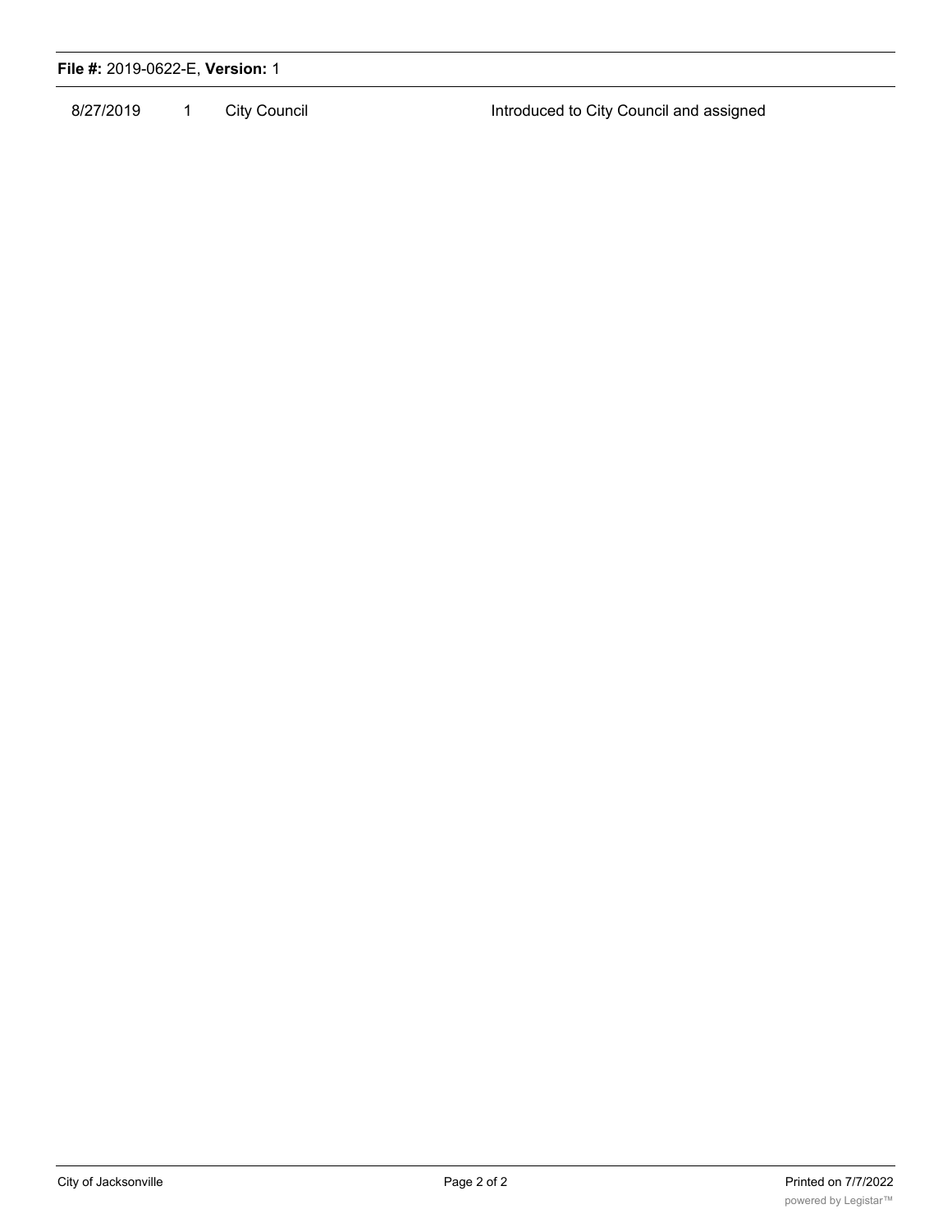**File #:** 2019-0622-E, **Version:** 1

| | | | |
|---|---|---|---|
| 8/27/2019 | 1 | City Council | Introduced to City Council and assigned |